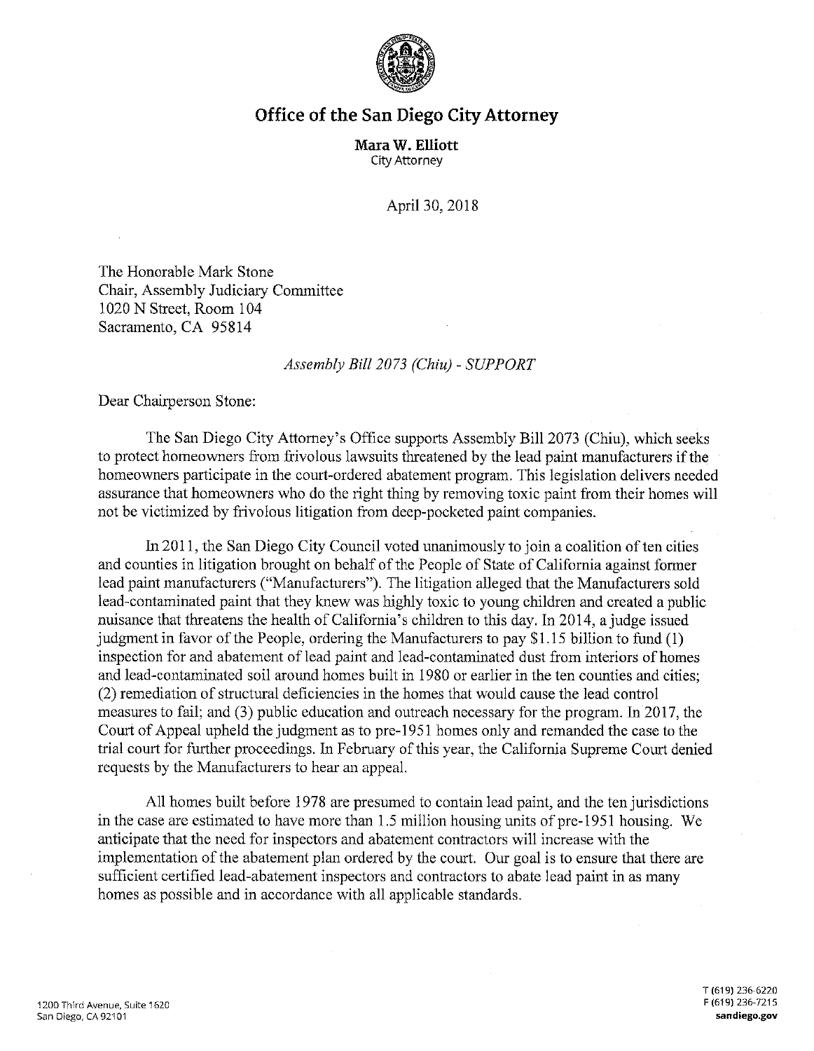# Office of the San Diego City Attorney

**Mara W. Elliott**
City Attorney

April 30, 2018

The Honorable Mark Stone
Chair, Assembly Judiciary Committee
1020 N Street, Room 104
Sacramento, CA 95814

*Assembly Bill 2073 (Chiu) - SUPPORT*

Dear Chairperson Stone:

The San Diego City Attorney's Office supports Assembly Bill 2073 (Chiu), which seeks to protect homeowners from frivolous lawsuits threatened by the lead paint manufacturers if the homeowners participate in the court-ordered abatement program. This legislation delivers needed assurance that homeowners who do the right thing by removing toxic paint from their homes will not be victimized by frivolous litigation from deep-pocketed paint companies.

In 2011, the San Diego City Council voted unanimously to join a coalition of ten cities and counties in litigation brought on behalf of the People of State of California against former lead paint manufacturers ("Manufacturers"). The litigation alleged that the Manufacturers sold lead-contaminated paint that they knew was highly toxic to young children and created a public nuisance that threatens the health of California's children to this day. In 2014, a judge issued judgment in favor of the People, ordering the Manufacturers to pay $1.15 billion to fund (1) inspection for and abatement of lead paint and lead-contaminated dust from interiors of homes and lead-contaminated soil around homes built in 1980 or earlier in the ten counties and cities; (2) remediation of structural deficiencies in the homes that would cause the lead control measures to fail; and (3) public education and outreach necessary for the program. In 2017, the Court of Appeal upheld the judgment as to pre-1951 homes only and remanded the case to the trial court for further proceedings. In February of this year, the California Supreme Court denied requests by the Manufacturers to hear an appeal.

All homes built before 1978 are presumed to contain lead paint, and the ten jurisdictions in the case are estimated to have more than 1.5 million housing units of pre-1951 housing. We anticipate that the need for inspectors and abatement contractors will increase with the implementation of the abatement plan ordered by the court. Our goal is to ensure that there are sufficient certified lead-abatement inspectors and contractors to abate lead paint in as many homes as possible and in accordance with all applicable standards.

1200 Third Avenue, Suite 1620
San Diego, CA 92101

T (619) 236-6220
F (619) 236-7215
sandiego.gov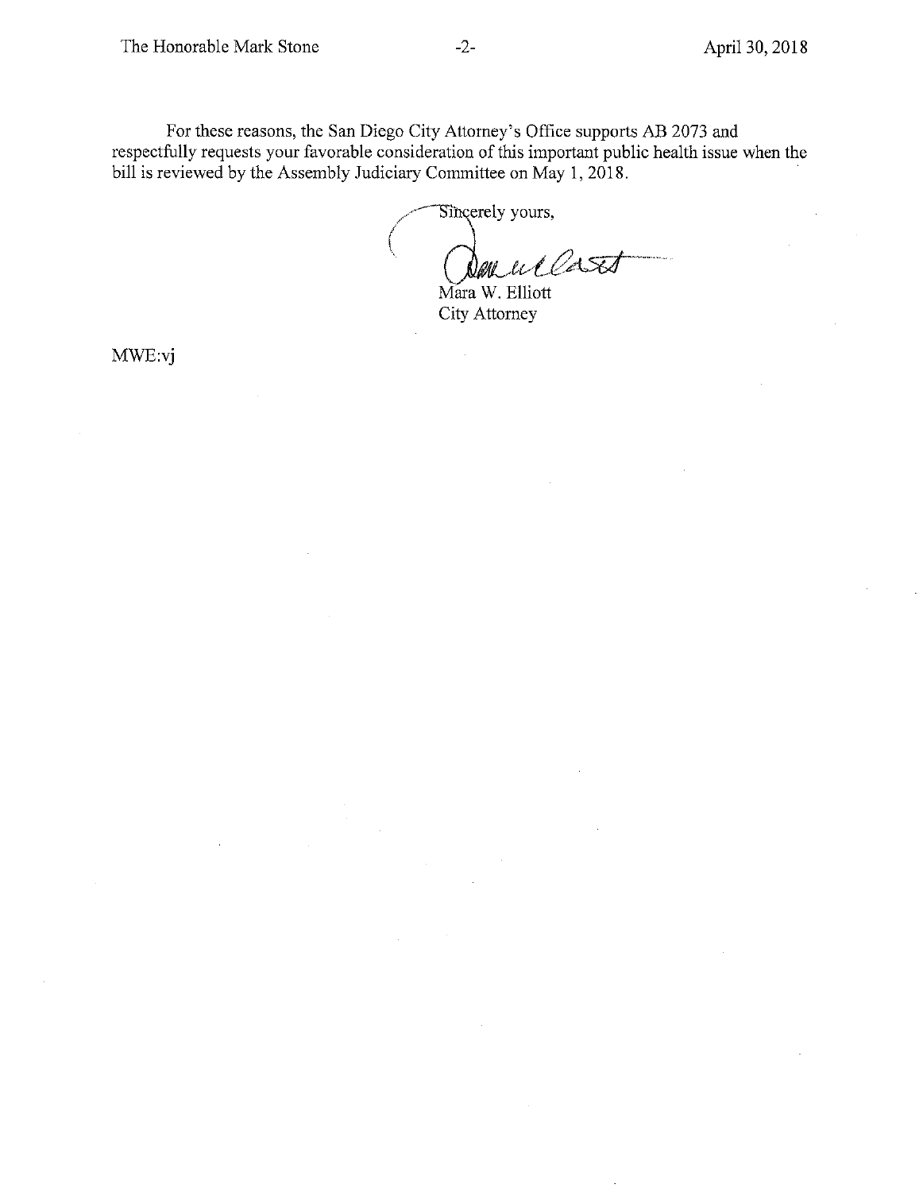For these reasons, the San Diego City Attorney's Office supports AB 2073 and respectfully requests your favorable consideration of this important public health issue when the bill is reviewed by the Assembly Judiciary Committee on May 1, 2018.

Sincerely yours,

Mara W. Elliott
City Attorney

MWE:vj